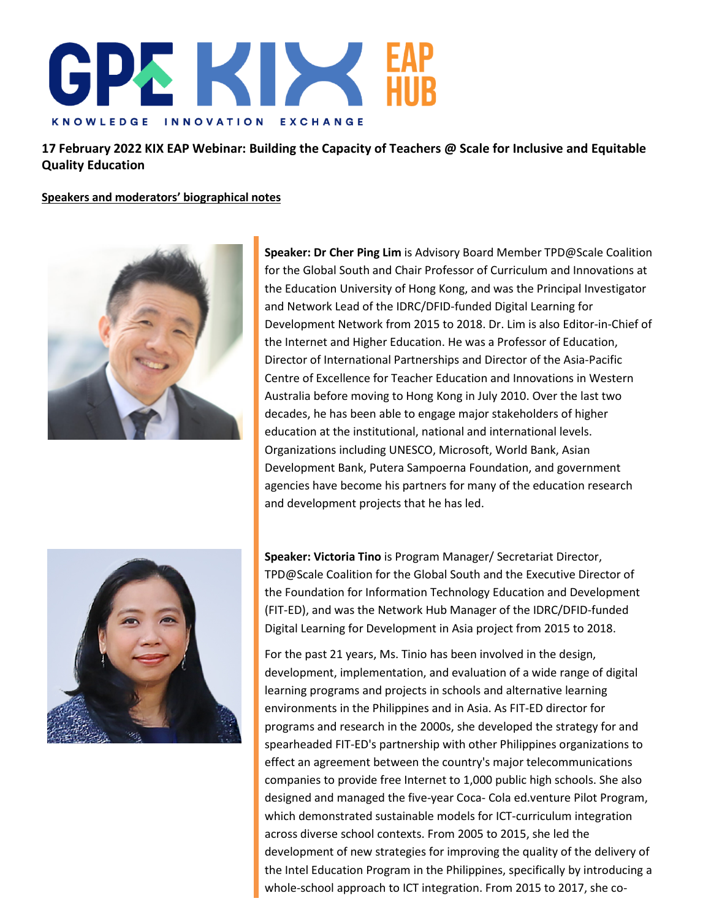GPE KIX EAP HUB

KNOWLEDGE INNOVATION EXCHANGE

**17 February 2022 KIX EAP Webinar: Building the Capacity of Teachers @ Scale for Inclusive and Equitable Quality Education**

**Speakers and moderators' biographical notes**

**Speaker: Dr Cher Ping Lim** is Advisory Board Member TPD@Scale Coalition for the Global South and Chair Professor of Curriculum and Innovations at the Education University of Hong Kong, and was the Principal Investigator and Network Lead of the IDRC/DFID-funded Digital Learning for Development Network from 2015 to 2018. Dr. Lim is also Editor-in-Chief of the Internet and Higher Education. He was a Professor of Education, Director of International Partnerships and Director of the Asia-Pacific Centre of Excellence for Teacher Education and Innovations in Western Australia before moving to Hong Kong in July 2010. Over the last two decades, he has been able to engage major stakeholders of higher education at the institutional, national and international levels. Organizations including UNESCO, Microsoft, World Bank, Asian Development Bank, Putera Sampoerna Foundation, and government agencies have become his partners for many of the education research and development projects that he has led.

**Speaker: Victoria Tino** is Program Manager/ Secretariat Director, TPD@Scale Coalition for the Global South and the Executive Director of the Foundation for Information Technology Education and Development (FIT-ED), and was the Network Hub Manager of the IDRC/DFID-funded Digital Learning for Development in Asia project from 2015 to 2018.

For the past 21 years, Ms. Tinio has been involved in the design, development, implementation, and evaluation of a wide range of digital learning programs and projects in schools and alternative learning environments in the Philippines and in Asia. As FIT-ED director for programs and research in the 2000s, she developed the strategy for and spearheaded FIT-ED's partnership with other Philippines organizations to effect an agreement between the country's major telecommunications companies to provide free Internet to 1,000 public high schools. She also designed and managed the five-year Coca- Cola ed.venture Pilot Program, which demonstrated sustainable models for ICT-curriculum integration across diverse school contexts. From 2005 to 2015, she led the development of new strategies for improving the quality of the delivery of the Intel Education Program in the Philippines, specifically by introducing a whole-school approach to ICT integration. From 2015 to 2017, she co-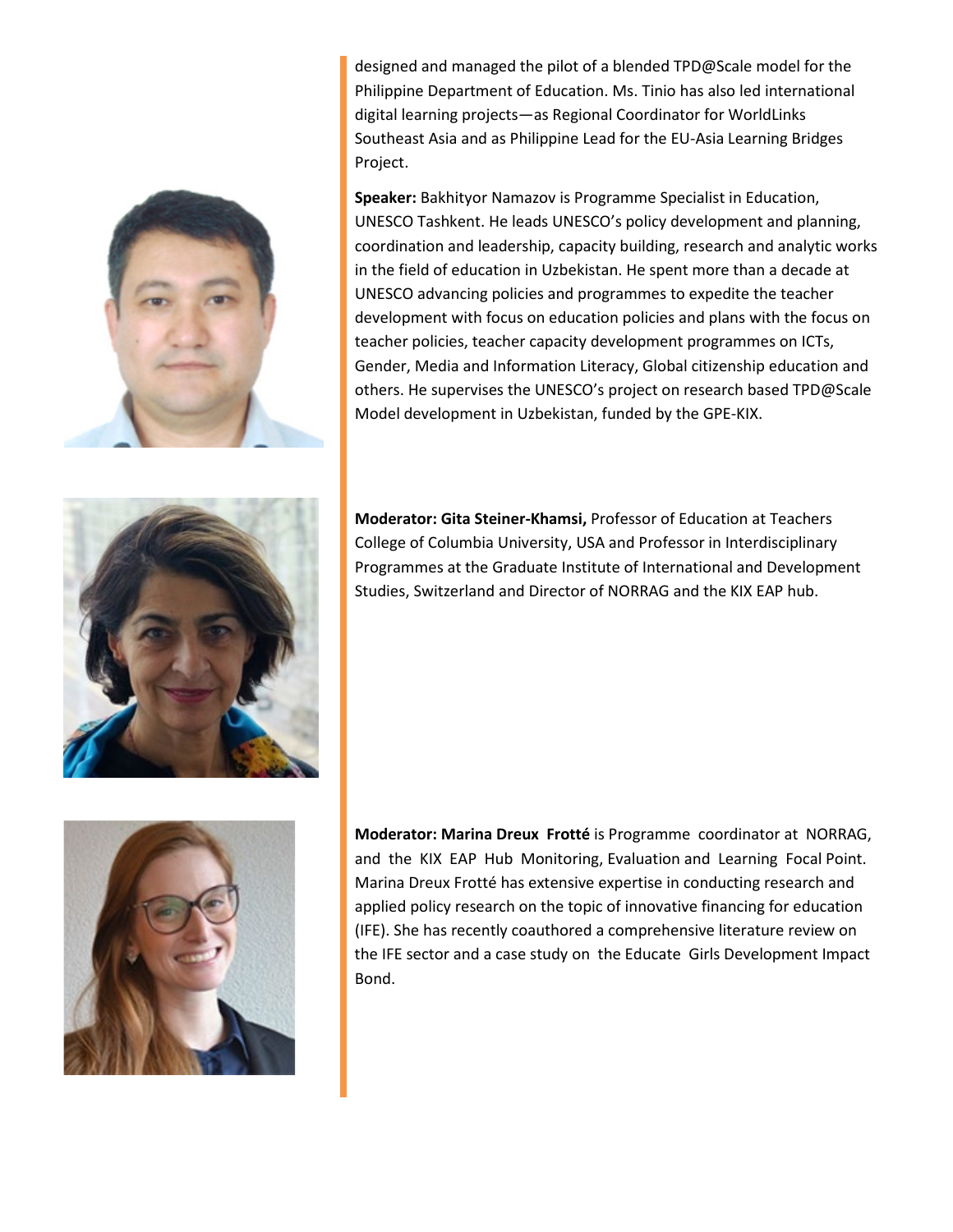designed and managed the pilot of a blended TPD@Scale model for the Philippine Department of Education. Ms. Tinio has also led international digital learning projects—as Regional Coordinator for WorldLinks Southeast Asia and as Philippine Lead for the EU-Asia Learning Bridges Project.

**Speaker:** Bakhityor Namazov is Programme Specialist in Education, UNESCO Tashkent. He leads UNESCO's policy development and planning, coordination and leadership, capacity building, research and analytic works in the field of education in Uzbekistan. He spent more than a decade at UNESCO advancing policies and programmes to expedite the teacher development with focus on education policies and plans with the focus on teacher policies, teacher capacity development programmes on ICTs, Gender, Media and Information Literacy, Global citizenship education and others. He supervises the UNESCO's project on research based TPD@Scale Model development in Uzbekistan, funded by the GPE-KIX.

**Moderator: Gita Steiner-Khamsi,** Professor of Education at Teachers College of Columbia University, USA and Professor in Interdisciplinary Programmes at the Graduate Institute of International and Development Studies, Switzerland and Director of NORRAG and the KIX EAP hub.

**Moderator: Marina Dreux Frotté** is Programme coordinator at NORRAG, and the KIX EAP Hub Monitoring, Evaluation and Learning Focal Point. Marina Dreux Frotté has extensive expertise in conducting research and applied policy research on the topic of innovative financing for education (IFE). She has recently coauthored a comprehensive literature review on the IFE sector and a case study on the Educate Girls Development Impact Bond.